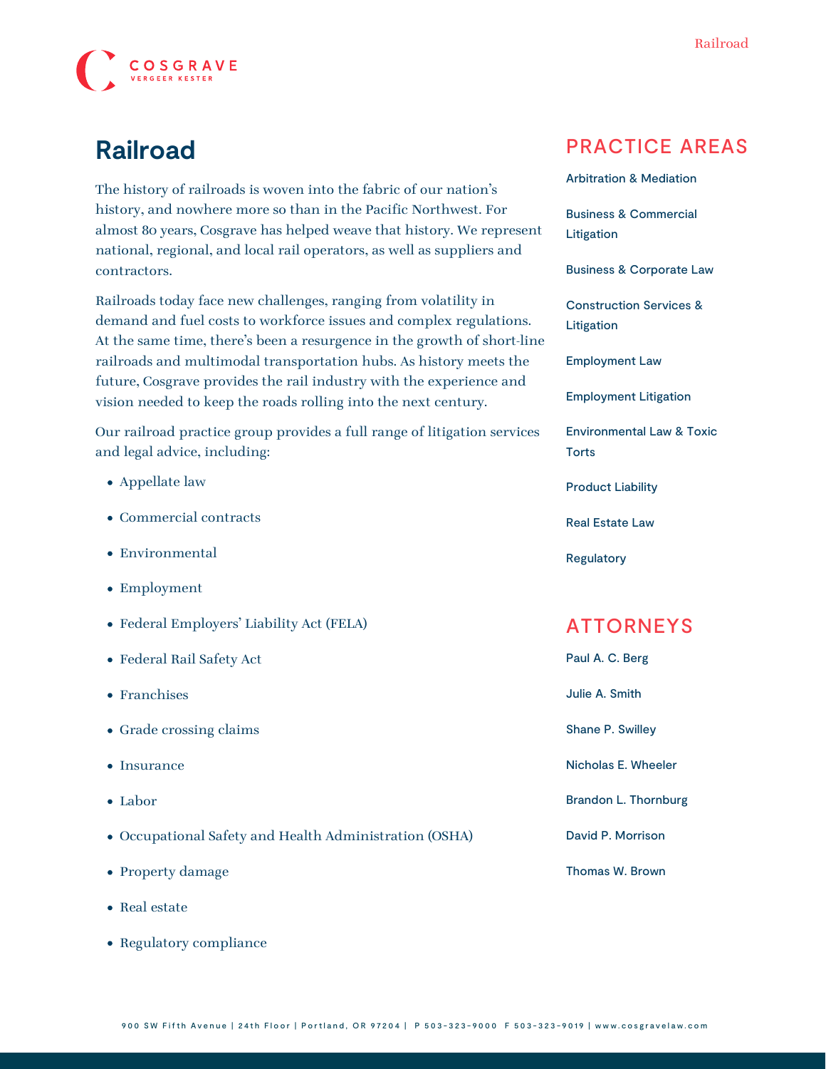# Railroad

The history of railroads is woven into the fabric of our nation's history, and nowhere more so than in the Pacific Northwest. For almost 80 years, Cosgrave has helped weave that history. We represent national, regional, and local rail operators, as well as suppliers and contractors.

Railroads today face new challenges, ranging from volatility in demand and fuel costs to workforce issues and complex regulations. At the same time, there's been a resurgence in the growth of short-line railroads and multimodal transportation hubs. As history meets the future, Cosgrave provides the rail industry with the experience and vision needed to keep the roads rolling into the next century.

Our railroad practice group provides a full range of litigation services and legal advice, including:

- Appellate law
- Commercial contracts
- Environmental
- Employment
- Federal Employers' Liability Act (FELA)
- Federal Rail Safety Act
- Franchises
- Grade crossing claims
- Insurance
- Labor
- Occupational Safety and Health Administration (OSHA)
- Property damage
- Real estate
- Regulatory compliance

## PRACTICE AREAS

- Arbitration & Mediation
- Business & Commercial Litigation
- Business & Corporate Law
- Construction Services & Litigation
- Employment Law
- Employment Litigation
- Environmental Law & Toxic Torts
- Product Liability
- Real Estate Law
- Regulatory

## ATTORNEYS

- Paul A. C. Berg
- Julie A. Smith
- Shane P. Swilley
- Nicholas E. Wheeler
- Brandon L. Thornburg
- David P. Morrison
- Thomas W. Brown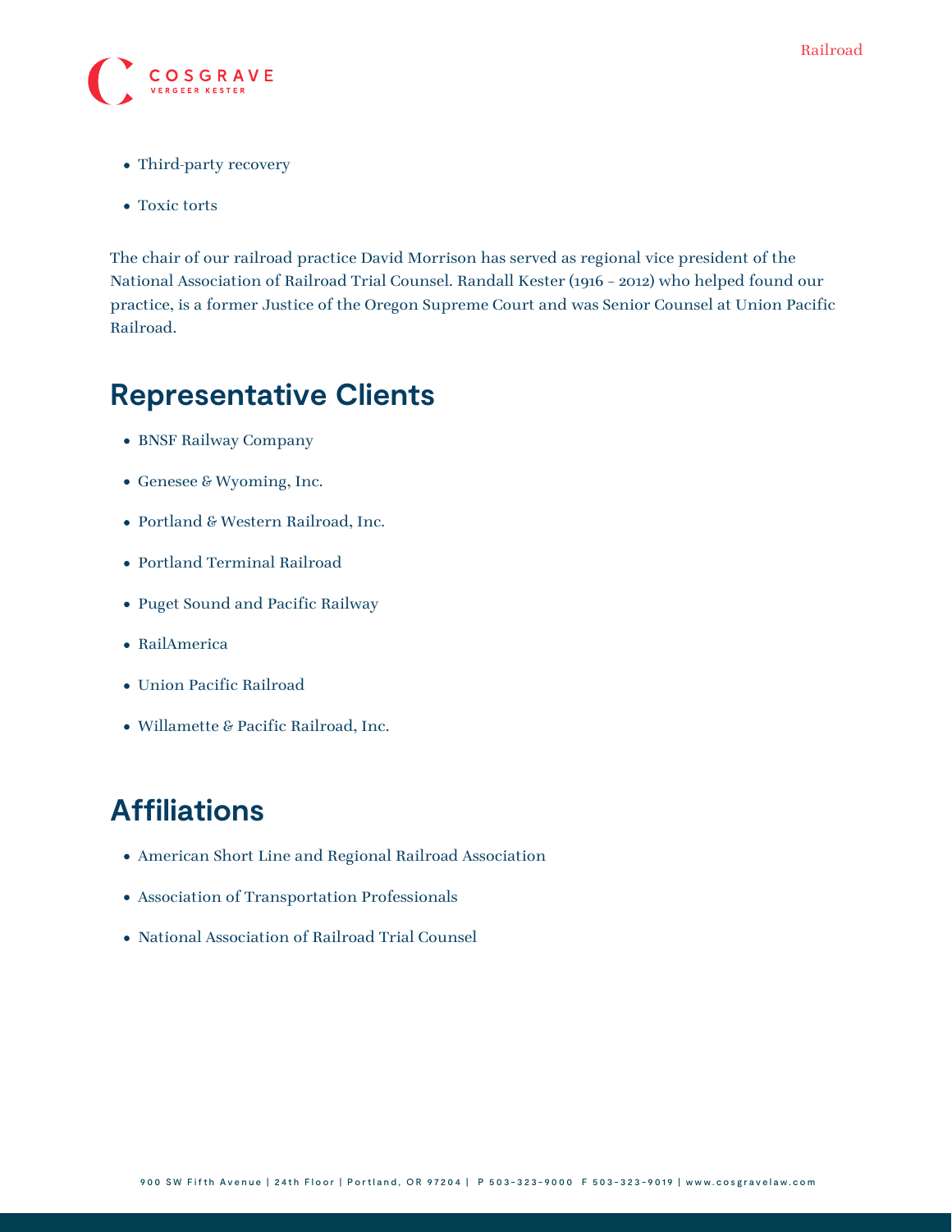- Third-party recovery
- Toxic torts

The chair of our railroad practice David Morrison has served as regional vice president of the National Association of Railroad Trial Counsel. Randall Kester (1916 – 2012) who helped found our practice, is a former Justice of the Oregon Supreme Court and was Senior Counsel at Union Pacific Railroad.

## Representative Clients

- BNSF Railway Company
- Genesee & Wyoming, Inc.
- Portland & Western Railroad, Inc.
- Portland Terminal Railroad
- Puget Sound and Pacific Railway
- RailAmerica
- Union Pacific Railroad
- Willamette & Pacific Railroad, Inc.

## Affiliations

- American Short Line and Regional Railroad Association
- Association of Transportation Professionals
- National Association of Railroad Trial Counsel